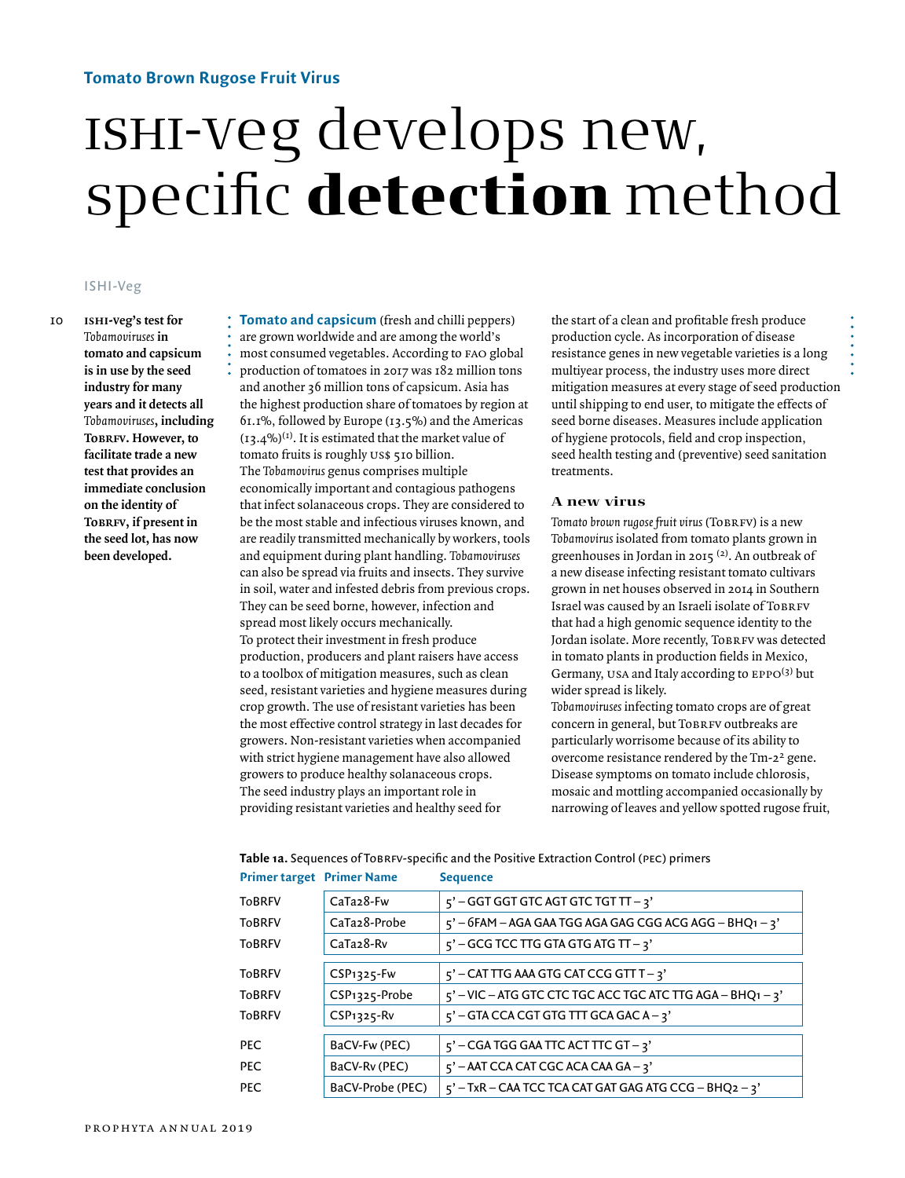## Tomato Brown Rugose Fruit Virus

# ISHI-Veg develops new, specific **detection** method

ISHI-Veg

**ISHI-Veg's test for *Tobamoviruses* in tomato and capsicum is in use by the seed industry for many years and it detects all *Tobamoviruses*, including ToBRFV. However, to facilitate trade a new test that provides an immediate conclusion on the identity of ToBRFV, if present in the seed lot, has now been developed.**

**Tomato and capsicum** (fresh and chilli peppers) are grown worldwide and are among the world's most consumed vegetables. According to FAO global production of tomatoes in 2017 was 182 million tons and another 36 million tons of capsicum. Asia has the highest production share of tomatoes by region at 61.1%, followed by Europe (13.5%) and the Americas (13.4%)[1]. It is estimated that the market value of tomato fruits is roughly US$ 510 billion.

The *Tobamovirus* genus comprises multiple economically important and contagious pathogens that infect solanaceous crops. They are considered to be the most stable and infectious viruses known, and are readily transmitted mechanically by workers, tools and equipment during plant handling. *Tobamoviruses* can also be spread via fruits and insects. They survive in soil, water and infested debris from previous crops. They can be seed borne, however, infection and spread most likely occurs mechanically.

To protect their investment in fresh produce production, producers and plant raisers have access to a toolbox of mitigation measures, such as clean seed, resistant varieties and hygiene measures during crop growth. The use of resistant varieties has been the most effective control strategy in last decades for growers. Non-resistant varieties when accompanied with strict hygiene management have also allowed growers to produce healthy solanaceous crops.

The seed industry plays an important role in providing resistant varieties and healthy seed for the start of a clean and profitable fresh produce production cycle. As incorporation of disease resistance genes in new vegetable varieties is a long multiyear process, the industry uses more direct mitigation measures at every stage of seed production until shipping to end user, to mitigate the effects of seed borne diseases. Measures include application of hygiene protocols, field and crop inspection, seed health testing and (preventive) seed sanitation treatments.

### A new virus

*Tomato brown rugose fruit virus* (ToBRFV) is a new *Tobamovirus* isolated from tomato plants grown in greenhouses in Jordan in 2015 [2]. An outbreak of a new disease infecting resistant tomato cultivars grown in net houses observed in 2014 in Southern Israel was caused by an Israeli isolate of ToBRFV that had a high genomic sequence identity to the Jordan isolate. More recently, ToBRFV was detected in tomato plants in production fields in Mexico, Germany, USA and Italy according to EPPO[3] but wider spread is likely.

*Tobamoviruses* infecting tomato crops are of great concern in general, but ToBRFV outbreaks are particularly worrisome because of its ability to overcome resistance rendered by the Tm-2² gene. Disease symptoms on tomato include chlorosis, mosaic and mottling accompanied occasionally by narrowing of leaves and yellow spotted rugose fruit,

**Table 1a.** Sequences of ToBRFV-specific and the Positive Extraction Control (PEC) primers

| Primer target | Primer Name | Sequence |
|---|---|---|
| ToBRFV | CaTa28-Fw | 5' – GGT GGT GTC AGT GTC TGT TT – 3' |
| ToBRFV | CaTa28-Probe | 5' – 6FAM – AGA GAA TGG AGA GAG CGG ACG AGG – BHQ1 – 3' |
| ToBRFV | CaTa28-Rv | 5' – GCG TCC TTG GTA GTG ATG TT – 3' |
| ToBRFV | CSP1325-Fw | 5' – CAT TTG AAA GTG CAT CCG GTT T – 3' |
| ToBRFV | CSP1325-Probe | 5' – VIC – ATG GTC CTC TGC ACC TGC ATC TTG AGA – BHQ1 – 3' |
| ToBRFV | CSP1325-Rv | 5' – GTA CCA CGT GTG TTT GCA GAC A – 3' |
| PEC | BaCV-Fw (PEC) | 5' – CGA TGG GAA TTC ACT TTC GT – 3' |
| PEC | BaCV-Rv (PEC) | 5' – AAT CCA CAT CGC ACA CAA GA – 3' |
| PEC | BaCV-Probe (PEC) | 5' – TxR – CAA TCC TCA CAT GAT GAG ATG CCG – BHQ2 – 3' |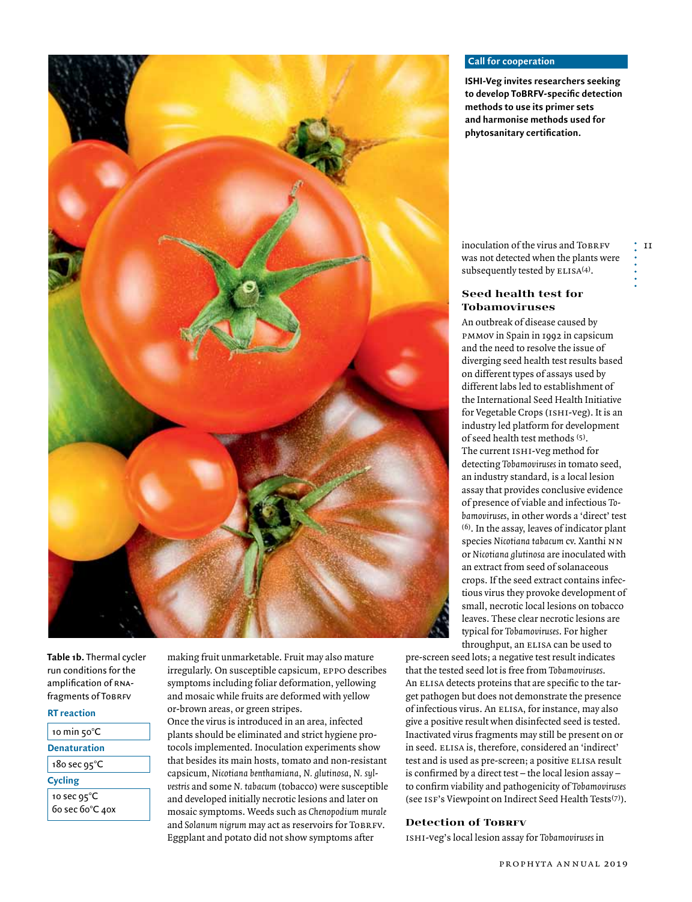**Call for cooperation**

**ISHI-Veg invites researchers seeking to develop ToBRFV-specific detection methods to use its primer sets and harmonise methods used for phytosanitary certification.**

**Table 1b.** Thermal cycler run conditions for the amplification of RNA-fragments of ToBRFV

| **RT reaction** |
|---|
| 10 min 50°C |
| **Denaturation** |
| 180 sec 95°C |
| **Cycling** |
| 10 sec 95°C<br>60 sec 60°C 40x |

making fruit unmarketable. Fruit may also mature irregularly. On susceptible capsicum, EPPO describes symptoms including foliar deformation, yellowing and mosaic while fruits are deformed with yellow or-brown areas, or green stripes.

Once the virus is introduced in an area, infected plants should be eliminated and strict hygiene protocols implemented. Inoculation experiments show that besides its main hosts, tomato and non-resistant capsicum, *Nicotiana benthamiana*, *N. glutinosa*, *N. sylvestris* and some *N. tabacum* (tobacco) were susceptible and developed initially necrotic lesions and later on mosaic symptoms. Weeds such as *Chenopodium murale* and *Solanum nigrum* may act as reservoirs for ToBRFV. Eggplant and potato did not show symptoms after inoculation of the virus and ToBRFV was not detected when the plants were subsequently tested by ELISA[4].

### Seed health test for Tobamoviruses

An outbreak of disease caused by PMMoV in Spain in 1992 in capsicum and the need to resolve the issue of diverging seed health test results based on different types of assays used by different labs led to establishment of the International Seed Health Initiative for Vegetable Crops (ISHI-Veg). It is an industry led platform for development of seed health test methods [5].

The current ISHI-veg method for detecting *Tobamoviruses* in tomato seed, an industry standard, is a local lesion assay that provides conclusive evidence of presence of viable and infectious *Tobamoviruses*, in other words a 'direct' test [6]. In the assay, leaves of indicator plant species *Nicotiana tabacum* cv. Xanthi NN or *Nicotiana glutinosa* are inoculated with an extract from seed of solanaceous crops. If the seed extract contains infectious virus they provoke development of small, necrotic local lesions on tobacco leaves. These clear necrotic lesions are typical for *Tobamoviruses*. For higher throughput, an ELISA can be used to pre-screen seed lots; a negative test result indicates that the tested seed lot is free from *Tobamoviruses*. An ELISA detects proteins that are specific to the target pathogen but does not demonstrate the presence of infectious virus. An ELISA, for instance, may also give a positive result when disinfected seed is tested. Inactivated virus fragments may still be present on or in seed. ELISA is, therefore, considered an 'indirect' test and is used as pre-screen; a positive ELISA result is confirmed by a direct test – the local lesion assay – to confirm viability and pathogenicity of *Tobamoviruses* (see ISF's Viewpoint on Indirect Seed Health Tests[7]).

### Detection of ToBRFV

ISHI-veg's local lesion assay for *Tobamoviruses* in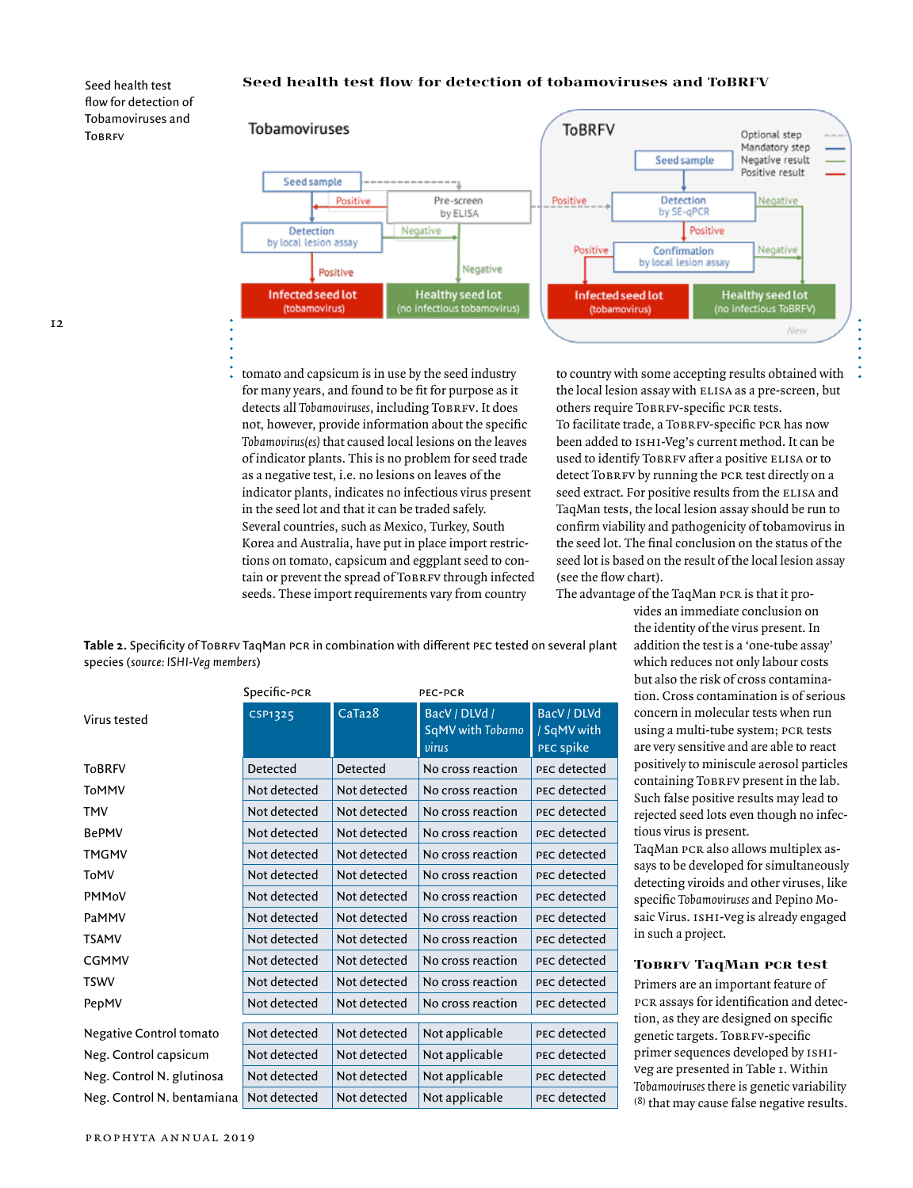Seed health test flow for detection of Tobamoviruses and ToBRFV

## Seed health test flow for detection of tobamoviruses and ToBRFV

**Tobamoviruses**

- Seed sample → (optional) Pre-screen by ELISA
- Pre-screen by ELISA: Positive → Detection by local lesion assay; Negative → Healthy seed lot (no infectious tobamovirus)
- Detection by local lesion assay: Positive → Infected seed lot (tobamovirus); Negative → Healthy seed lot (no infectious tobamovirus)

**ToBRFV**

- Seed sample → Detection by SE-qPCR (Pre-screen positive → Detection by SE-qPCR)
- Detection by SE-qPCR: Positive → Confirmation by local lesion assay; Negative → Healthy seed lot (no infectious ToBRFV)
- Confirmation by local lesion assay: Positive → Infected seed lot (tobamovirus); Negative → Healthy seed lot (no infectious ToBRFV)

Legend: Optional step; Mandatory step; Negative result; Positive result. New

tomato and capsicum is in use by the seed industry for many years, and found to be fit for purpose as it detects all *Tobamoviruses*, including ToBRFV. It does not, however, provide information about the specific *Tobamovirus(es)* that caused local lesions on the leaves of indicator plants. This is no problem for seed trade as a negative test, i.e. no lesions on leaves of the indicator plants, indicates no infectious virus present in the seed lot and that it can be traded safely.
Several countries, such as Mexico, Turkey, South Korea and Australia, have put in place import restrictions on tomato, capsicum and eggplant seed to contain or prevent the spread of ToBRFV through infected seeds. These import requirements vary from country to country with some accepting results obtained with the local lesion assay with ELISA as a pre-screen, but others require ToBRFV-specific PCR tests.
To facilitate trade, a ToBRFV-specific PCR has now been added to ISHI-Veg's current method. It can be used to identify ToBRFV after a positive ELISA or to detect ToBRFV by running the PCR test directly on a seed extract. For positive results from the ELISA and TaqMan tests, the local lesion assay should be run to confirm viability and pathogenicity of tobamovirus in the seed lot. The final conclusion on the status of the seed lot is based on the result of the local lesion assay (see the flow chart).
The advantage of the TaqMan PCR is that it provides an immediate conclusion on the identity of the virus present. In addition the test is a 'one-tube assay' which reduces not only labour costs but also the risk of cross contamination. Cross contamination is of serious concern in molecular tests when run using a multi-tube system; PCR tests are very sensitive and are able to react positively to miniscule aerosol particles containing ToBRFV present in the lab. Such false positive results may lead to rejected seed lots even though no infectious virus is present.
TaqMan PCR also allows multiplex assays to be developed for simultaneously detecting viroids and other viruses, like specific *Tobamoviruses* and Pepino Mosaic Virus. ISHI-veg is already engaged in such a project.

**Table 2.** Specificity of ToBRFV TaqMan PCR in combination with different PEC tested on several plant species (*source: ISHI-Veg members*)

| Virus tested | Specific-PCR | | PEC-PCR | |
|---|---|---|---|---|
| | CSP1325 | CaTa28 | BacV / DLVd / SqMV with *Tobamo virus* | BacV / DLVd / SqMV with PEC spike |
| ToBRFV | Detected | Detected | No cross reaction | PEC detected |
| ToMMV | Not detected | Not detected | No cross reaction | PEC detected |
| TMV | Not detected | Not detected | No cross reaction | PEC detected |
| BePMV | Not detected | Not detected | No cross reaction | PEC detected |
| TMGMV | Not detected | Not detected | No cross reaction | PEC detected |
| ToMV | Not detected | Not detected | No cross reaction | PEC detected |
| PMMoV | Not detected | Not detected | No cross reaction | PEC detected |
| PaMMV | Not detected | Not detected | No cross reaction | PEC detected |
| TSAMV | Not detected | Not detected | No cross reaction | PEC detected |
| CGMMV | Not detected | Not detected | No cross reaction | PEC detected |
| TSWV | Not detected | Not detected | No cross reaction | PEC detected |
| PepMV | Not detected | Not detected | No cross reaction | PEC detected |
| Negative Control tomato | Not detected | Not detected | Not applicable | PEC detected |
| Neg. Control capsicum | Not detected | Not detected | Not applicable | PEC detected |
| Neg. Control N. glutinosa | Not detected | Not detected | Not applicable | PEC detected |
| Neg. Control N. bentamiana | Not detected | Not detected | Not applicable | PEC detected |

### ToBRFV TaqMan PCR test

Primers are an important feature of PCR assays for identification and detection, as they are designed on specific genetic targets. ToBRFV-specific primer sequences developed by ISHI-veg are presented in Table 1. Within *Tobamoviruses* there is genetic variability [8] that may cause false negative results.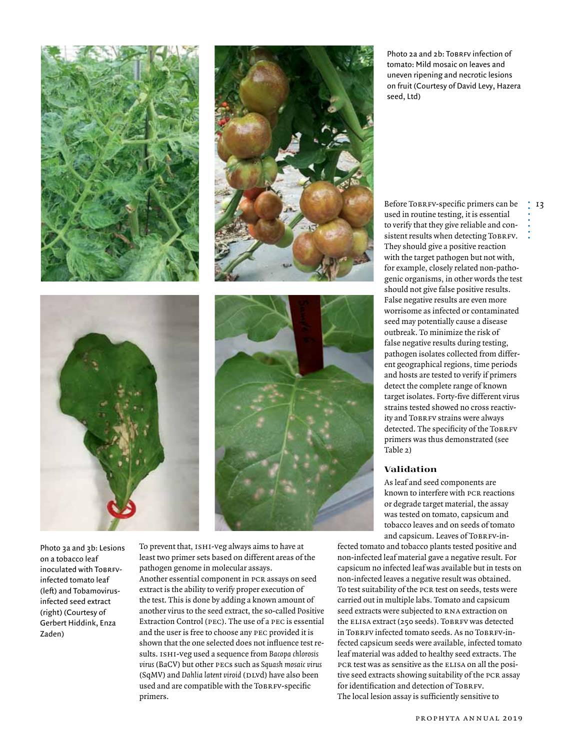Photo 2a and 2b: ToBRFV infection of tomato: Mild mosaic on leaves and uneven ripening and necrotic lesions on fruit (Courtesy of David Levy, Hazera seed, Ltd)

Photo 3a and 3b: Lesions on a tobacco leaf inoculated with ToBRFV-infected tomato leaf (left) and Tobamovirus-infected seed extract (right) (Courtesy of Gerbert Hiddink, Enza Zaden)

To prevent that, ISHI-Veg always aims to have at least two primer sets based on different areas of the pathogen genome in molecular assays.

Another essential component in PCR assays on seed extract is the ability to verify proper execution of the test. This is done by adding a known amount of another virus to the seed extract, the so-called Positive Extraction Control (PEC). The use of a PEC is essential and the user is free to choose any PEC provided it is shown that the one selected does not influence test results. ISHI-Veg used a sequence from *Bacopa chlorosis virus* (BaCV) but other PECs such as *Squash mosaic virus* (SqMV) and *Dahlia latent viroid* (DLVd) have also been used and are compatible with the ToBRFV-specific primers.

Before ToBRFV-specific primers can be used in routine testing, it is essential to verify that they give reliable and consistent results when detecting ToBRFV. They should give a positive reaction with the target pathogen but not with, for example, closely related non-pathogenic organisms, in other words the test should not give false positive results. False negative results are even more worrisome as infected or contaminated seed may potentially cause a disease outbreak. To minimize the risk of false negative results during testing, pathogen isolates collected from different geographical regions, time periods and hosts are tested to verify if primers detect the complete range of known target isolates. Forty-five different virus strains tested showed no cross reactivity and ToBRFV strains were always detected. The specificity of the ToBRFV primers was thus demonstrated (see Table 2)

## Validation

As leaf and seed components are known to interfere with PCR reactions or degrade target material, the assay was tested on tomato, capsicum and tobacco leaves and on seeds of tomato and capsicum. Leaves of ToBRFV-infected tomato and tobacco plants tested positive and non-infected leaf material gave a negative result. For capsicum no infected leaf was available but in tests on non-infected leaves a negative result was obtained. To test suitability of the PCR test on seeds, tests were carried out in multiple labs. Tomato and capsicum seed extracts were subjected to RNA extraction on the ELISA extract (250 seeds). ToBRFV was detected in ToBRFV infected tomato seeds. As no ToBRFV-infected capsicum seeds were available, infected tomato leaf material was added to healthy seed extracts. The PCR test was as sensitive as the ELISA on all the positive seed extracts showing suitability of the PCR assay for identification and detection of ToBRFV.

The local lesion assay is sufficiently sensitive to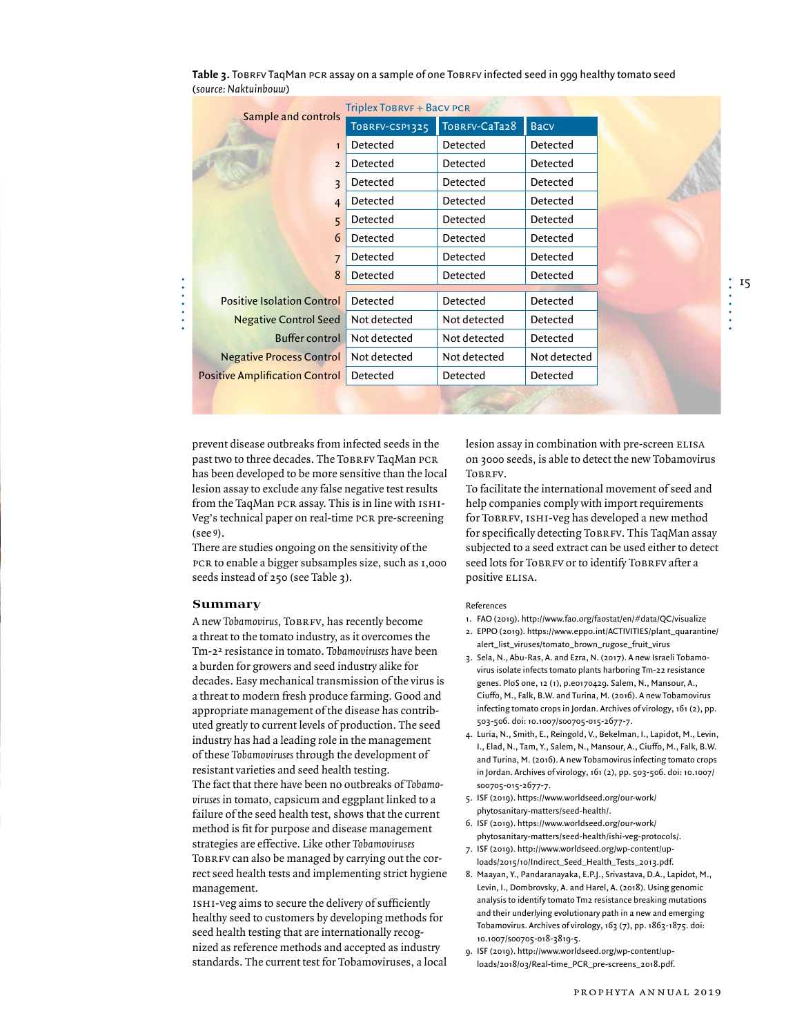**Table 3.** ToBRFV TaqMan PCR assay on a sample of one ToBRFV infected seed in 999 healthy tomato seed (*source: Naktuinbouw*)

| Sample and controls | Triplex ToBRFV + BacV PCR | | |
|---|---|---|---|
| | ToBRFV-CSP1325 | ToBRFV-CaTa28 | BacV |
| 1 | Detected | Detected | Detected |
| 2 | Detected | Detected | Detected |
| 3 | Detected | Detected | Detected |
| 4 | Detected | Detected | Detected |
| 5 | Detected | Detected | Detected |
| 6 | Detected | Detected | Detected |
| 7 | Detected | Detected | Detected |
| 8 | Detected | Detected | Detected |
| Positive Isolation Control | Detected | Detected | Detected |
| Negative Control Seed | Not detected | Not detected | Detected |
| Buffer control | Not detected | Not detected | Detected |
| Negative Process Control | Not detected | Not detected | Not detected |
| Positive Amplification Control | Detected | Detected | Detected |

prevent disease outbreaks from infected seeds in the past two to three decades. The ToBRFV TaqMan PCR has been developed to be more sensitive than the local lesion assay to exclude any false negative test results from the TaqMan PCR assay. This is in line with ISHI-Veg's technical paper on real-time PCR pre-screening (see 9).

There are studies ongoing on the sensitivity of the PCR to enable a bigger subsamples size, such as 1,000 seeds instead of 250 (see Table 3).

## Summary

A new *Tobamovirus*, ToBRFV, has recently become a threat to the tomato industry, as it overcomes the Tm-2² resistance in tomato. *Tobamoviruses* have been a burden for growers and seed industry alike for decades. Easy mechanical transmission of the virus is a threat to modern fresh produce farming. Good and appropriate management of the disease has contributed greatly to current levels of production. The seed industry has had a leading role in the management of these *Tobamoviruses* through the development of resistant varieties and seed health testing.

The fact that there have been no outbreaks of *Tobamoviruses* in tomato, capsicum and eggplant linked to a failure of the seed health test, shows that the current method is fit for purpose and disease management strategies are effective. Like other *Tobamoviruses* ToBRFV can also be managed by carrying out the correct seed health tests and implementing strict hygiene management.

ISHI-Veg aims to secure the delivery of sufficiently healthy seed to customers by developing methods for seed health testing that are internationally recognized as reference methods and accepted as industry standards. The current test for Tobamoviruses, a local lesion assay in combination with pre-screen ELISA on 3000 seeds, is able to detect the new Tobamovirus ToBRFV.

To facilitate the international movement of seed and help companies comply with import requirements for ToBRFV, ISHI-Veg has developed a new method for specifically detecting ToBRFV. This TaqMan assay subjected to a seed extract can be used either to detect seed lots for ToBRFV or to identify ToBRFV after a positive ELISA.

References

1. FAO (2019). http://www.fao.org/faostat/en/#data/QC/visualize
2. EPPO (2019). https://www.eppo.int/ACTIVITIES/plant_quarantine/alert_list_viruses/tomato_brown_rugose_fruit_virus
3. Sela, N., Abu-Ras, A. and Ezra, N. (2017). A new Israeli Tobamovirus isolate infects tomato plants harboring Tm-22 resistance genes. PloS one, 12 (1), p.e0170429. Salem, N., Mansour, A., Ciuffo, M., Falk, B.W. and Turina, M. (2016). A new Tobamovirus infecting tomato crops in Jordan. Archives of virology, 161 (2), pp. 503-506. doi: 10.1007/s00705-015-2677-7.
4. Luria, N., Smith, E., Reingold, V., Bekelman, I., Lapidot, M., Levin, I., Elad, N., Tam, Y., Salem, N., Mansour, A., Ciuffo, M., Falk, B.W. and Turina, M. (2016). A new Tobamovirus infecting tomato crops in Jordan. Archives of virology, 161 (2), pp. 503-506. doi: 10.1007/s00705-015-2677-7.
5. ISF (2019). https://www.worldseed.org/our-work/phytosanitary-matters/seed-health/.
6. ISF (2019). https://www.worldseed.org/our-work/phytosanitary-matters/seed-health/ishi-veg-protocols/.
7. ISF (2019). http://www.worldseed.org/wp-content/uploads/2015/10/Indirect_Seed_Health_Tests_2013.pdf.
8. Maayan, Y., Pandaranayaka, E.P.J., Srivastava, D.A., Lapidot, M., Levin, I., Dombrovsky, A. and Harel, A. (2018). Using genomic analysis to identify tomato Tm2 resistance breaking mutations and their underlying evolutionary path in a new and emerging Tobamovirus. Archives of virology, 163 (7), pp. 1863-1875. doi: 10.1007/s00705-018-3819-5.
9. ISF (2019). http://www.worldseed.org/wp-content/uploads/2018/03/Real-time_PCR_pre-screens_2018.pdf.